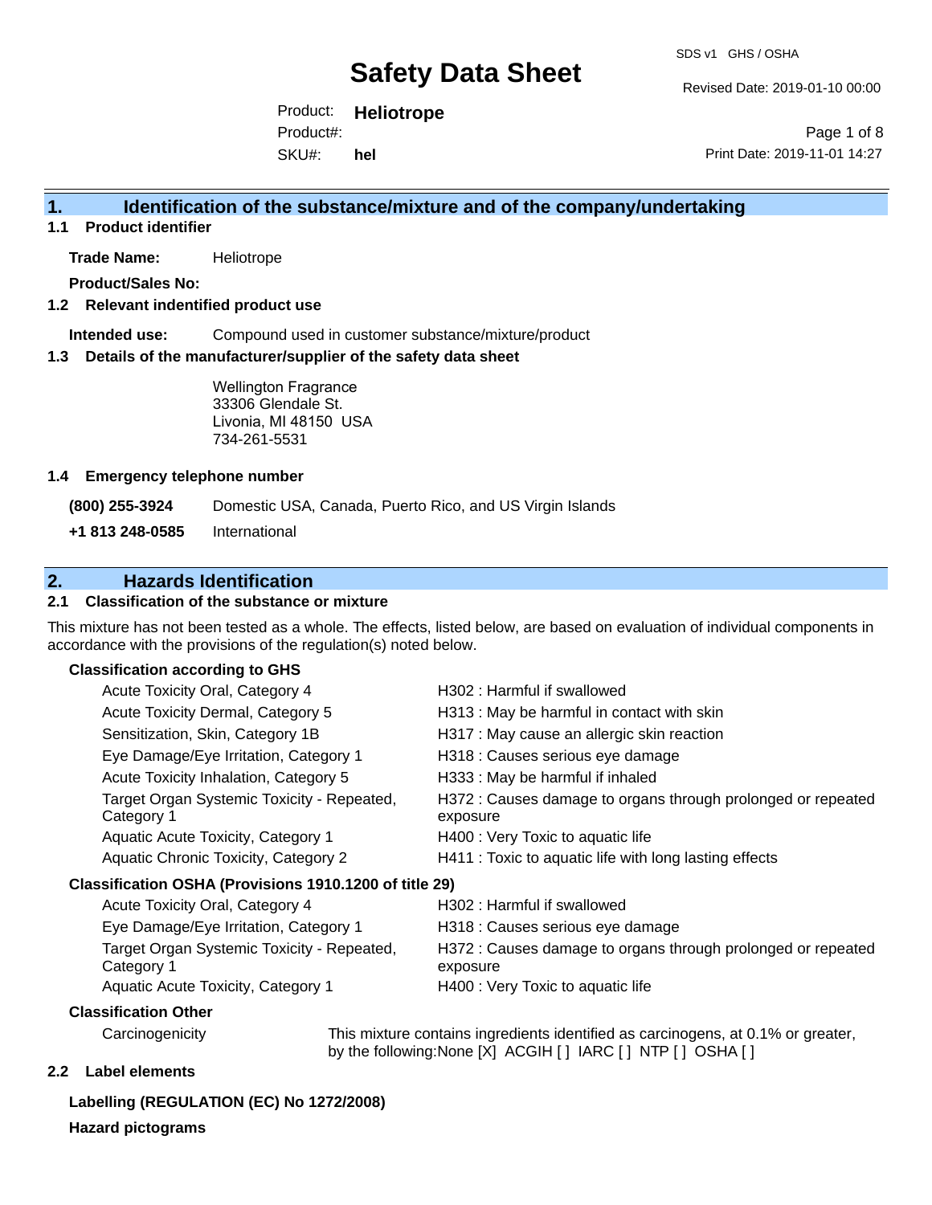# Safety Data Sheet

SDS v1 GHS / OSHA

Revised Date: 2019-01-10 00:00

Product: **Heliotrope**

Product#:

SKU#: **hel**

Print Date: 2019-11-01 14:27

## 1. Identification of the substance/mixture and of the company/undertaking

### 1.1 Product identifier

**Trade Name:** Heliotrope

**Product/Sales No:**

### 1.2 Relevant identified product use

**Intended use:** Compound used in customer substance/mixture/product

### 1.3 Details of the manufacturer/supplier of the safety data sheet

Wellington Fragrance
33306 Glendale St.
Livonia, MI 48150 USA
734-261-5531

### 1.4 Emergency telephone number

| | |
|---|---|
| **(800) 255-3924** | Domestic USA, Canada, Puerto Rico, and US Virgin Islands |
| **+1 813 248-0585** | International |

## 2. Hazards Identification

### 2.1 Classification of the substance or mixture

This mixture has not been tested as a whole. The effects, listed below, are based on evaluation of individual components in accordance with the provisions of the regulation(s) noted below.

**Classification according to GHS**

| | |
|---|---|
| Acute Toxicity Oral, Category 4 | H302 : Harmful if swallowed |
| Acute Toxicity Dermal, Category 5 | H313 : May be harmful in contact with skin |
| Sensitization, Skin, Category 1B | H317 : May cause an allergic skin reaction |
| Eye Damage/Eye Irritation, Category 1 | H318 : Causes serious eye damage |
| Acute Toxicity Inhalation, Category 5 | H333 : May be harmful if inhaled |
| Target Organ Systemic Toxicity - Repeated, Category 1 | H372 : Causes damage to organs through prolonged or repeated exposure |
| Aquatic Acute Toxicity, Category 1 | H400 : Very Toxic to aquatic life |
| Aquatic Chronic Toxicity, Category 2 | H411 : Toxic to aquatic life with long lasting effects |

**Classification OSHA (Provisions 1910.1200 of title 29)**

| | |
|---|---|
| Acute Toxicity Oral, Category 4 | H302 : Harmful if swallowed |
| Eye Damage/Eye Irritation, Category 1 | H318 : Causes serious eye damage |
| Target Organ Systemic Toxicity - Repeated, Category 1 | H372 : Causes damage to organs through prolonged or repeated exposure |
| Aquatic Acute Toxicity, Category 1 | H400 : Very Toxic to aquatic life |

**Classification Other**

| | |
|---|---|
| Carcinogenicity | This mixture contains ingredients identified as carcinogens, at 0.1% or greater, by the following:None [X] ACGIH [ ] IARC [ ] NTP [ ] OSHA [ ] |

### 2.2 Label elements

**Labelling (REGULATION (EC) No 1272/2008)**

**Hazard pictograms**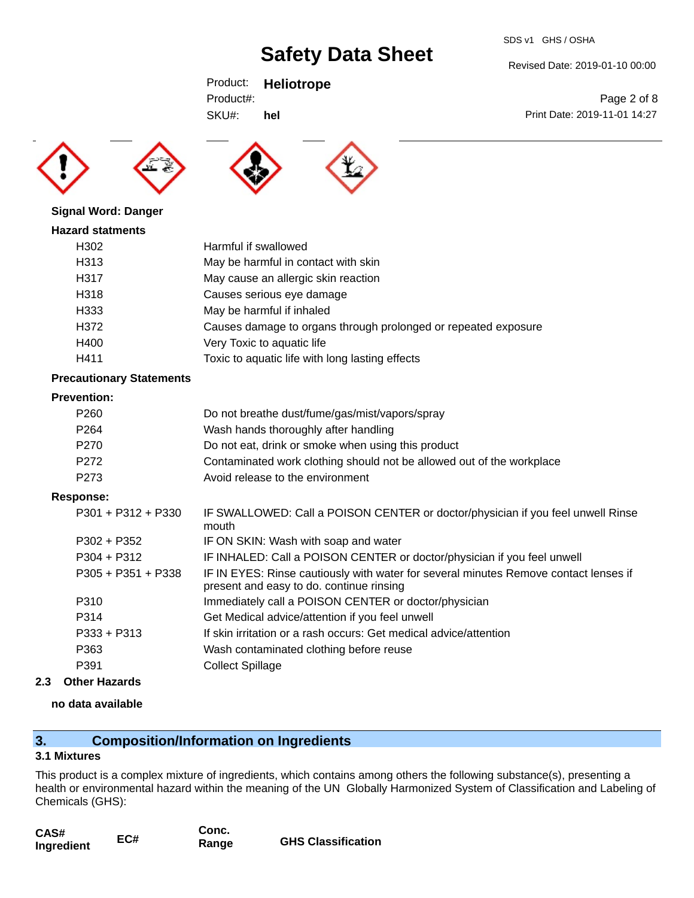**Signal Word: Danger**

**Hazard statments**

| | |
|---|---|
| H302 | Harmful if swallowed |
| H313 | May be harmful in contact with skin |
| H317 | May cause an allergic skin reaction |
| H318 | Causes serious eye damage |
| H333 | May be harmful if inhaled |
| H372 | Causes damage to organs through prolonged or repeated exposure |
| H400 | Very Toxic to aquatic life |
| H411 | Toxic to aquatic life with long lasting effects |

**Precautionary Statements**

**Prevention:**

| | |
|---|---|
| P260 | Do not breathe dust/fume/gas/mist/vapors/spray |
| P264 | Wash hands thoroughly after handling |
| P270 | Do not eat, drink or smoke when using this product |
| P272 | Contaminated work clothing should not be allowed out of the workplace |
| P273 | Avoid release to the environment |

**Response:**

| | |
|---|---|
| P301 + P312 + P330 | IF SWALLOWED: Call a POISON CENTER or doctor/physician if you feel unwell Rinse mouth |
| P302 + P352 | IF ON SKIN: Wash with soap and water |
| P304 + P312 | IF INHALED: Call a POISON CENTER or doctor/physician if you feel unwell |
| P305 + P351 + P338 | IF IN EYES: Rinse cautiously with water for several minutes Remove contact lenses if present and easy to do. continue rinsing |
| P310 | Immediately call a POISON CENTER or doctor/physician |
| P314 | Get Medical advice/attention if you feel unwell |
| P333 + P313 | If skin irritation or a rash occurs: Get medical advice/attention |
| P363 | Wash contaminated clothing before reuse |
| P391 | Collect Spillage |

**2.3 Other Hazards**

**no data available**

## 3. Composition/Information on Ingredients

### 3.1 Mixtures

This product is a complex mixture of ingredients, which contains among others the following substance(s), presenting a health or environmental hazard within the meaning of the UN Globally Harmonized System of Classification and Labeling of Chemicals (GHS):

| CAS# Ingredient | EC# | Conc. Range | GHS Classification |
|---|---|---|---|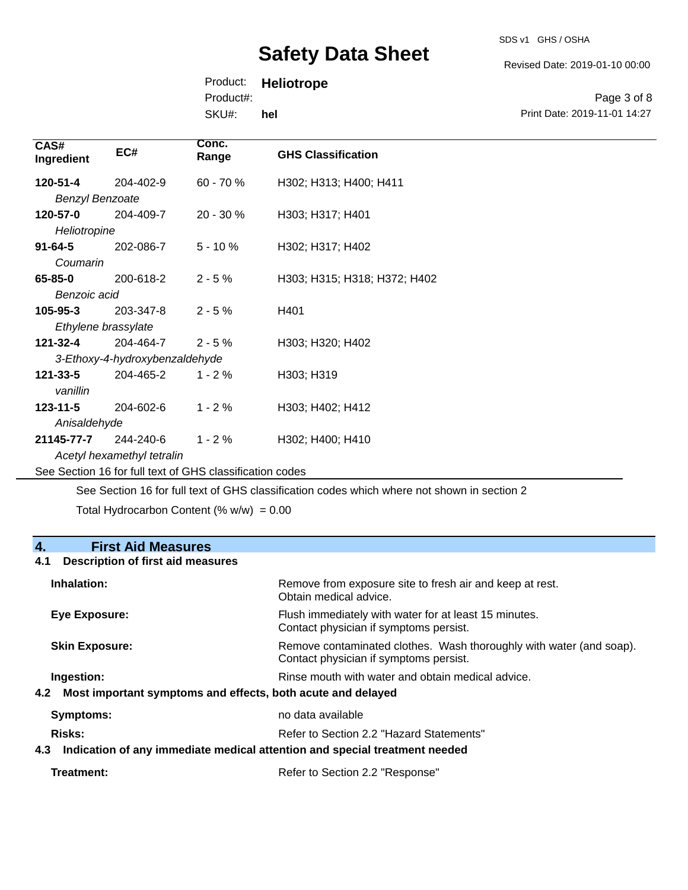| CAS# Ingredient | EC# | Conc. Range | GHS Classification |
|---|---|---|---|
| **120-51-4** *Benzyl Benzoate* | 204-402-9 | 60 - 70 % | H302; H313; H400; H411 |
| **120-57-0** *Heliotropine* | 204-409-7 | 20 - 30 % | H303; H317; H401 |
| **91-64-5** *Coumarin* | 202-086-7 | 5 - 10 % | H302; H317; H402 |
| **65-85-0** *Benzoic acid* | 200-618-2 | 2 - 5 % | H303; H315; H318; H372; H402 |
| **105-95-3** *Ethylene brassylate* | 203-347-8 | 2 - 5 % | H401 |
| **121-32-4** *3-Ethoxy-4-hydroxybenzaldehyde* | 204-464-7 | 2 - 5 % | H303; H320; H402 |
| **121-33-5** *vanillin* | 204-465-2 | 1 - 2 % | H303; H319 |
| **123-11-5** *Anisaldehyde* | 204-602-6 | 1 - 2 % | H303; H402; H412 |
| **21145-77-7** *Acetyl hexamethyl tetralin* | 244-240-6 | 1 - 2 % | H302; H400; H410 |

See Section 16 for full text of GHS classification codes

See Section 16 for full text of GHS classification codes which where not shown in section 2

Total Hydrocarbon Content (% w/w) = 0.00

## 4. First Aid Measures

### 4.1 Description of first aid measures

**Inhalation:** Remove from exposure site to fresh air and keep at rest. Obtain medical advice.

**Eye Exposure:** Flush immediately with water for at least 15 minutes. Contact physician if symptoms persist.

**Skin Exposure:** Remove contaminated clothes. Wash thoroughly with water (and soap). Contact physician if symptoms persist.

**Ingestion:** Rinse mouth with water and obtain medical advice.

### 4.2 Most important symptoms and effects, both acute and delayed

**Symptoms:** no data available

**Risks:** Refer to Section 2.2 "Hazard Statements"

### 4.3 Indication of any immediate medical attention and special treatment needed

**Treatment:** Refer to Section 2.2 "Response"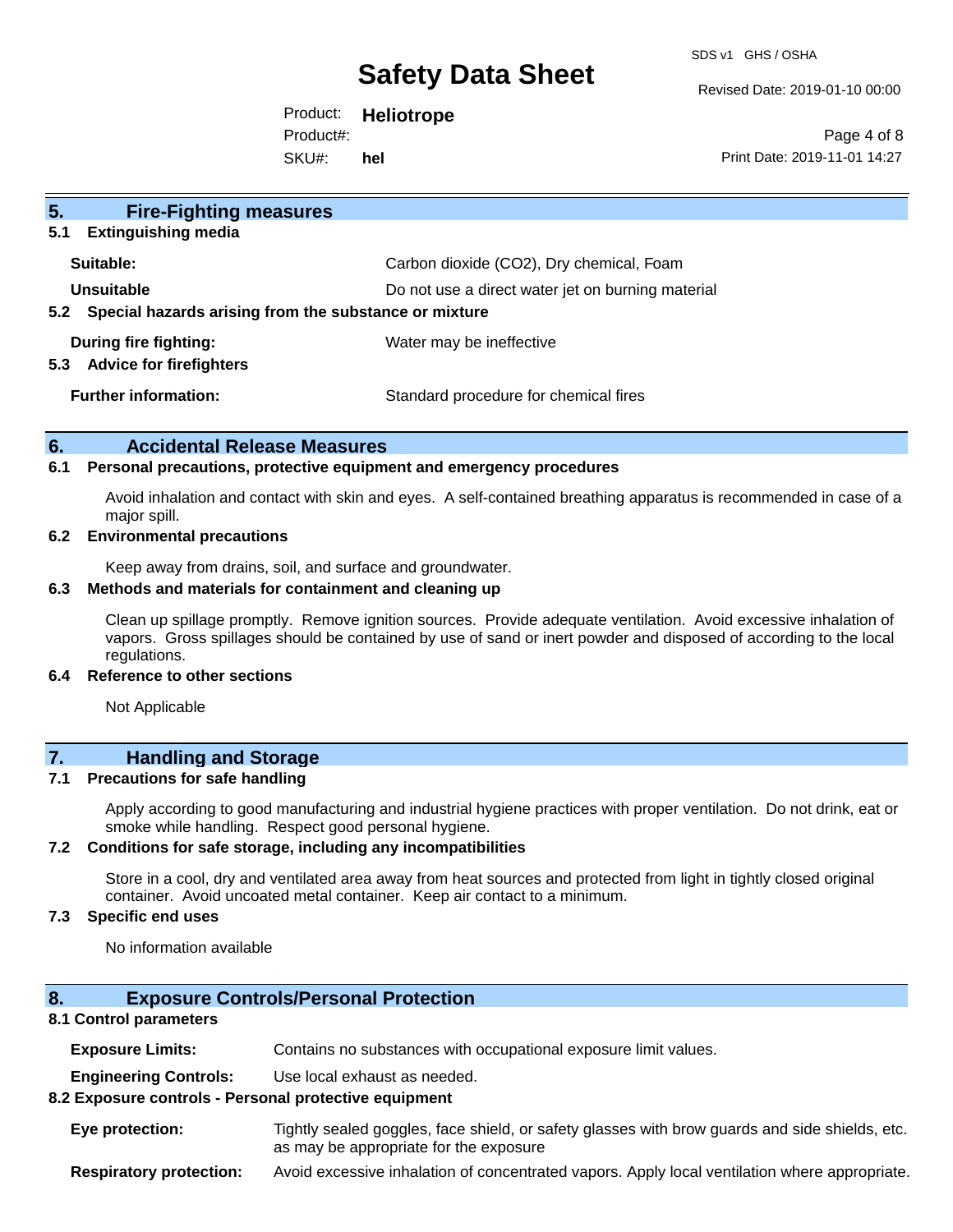## 5. Fire-Fighting measures

### 5.1 Extinguishing media

**Suitable:** Carbon dioxide ($CO_2$), Dry chemical, Foam

**Unsuitable** Do not use a direct water jet on burning material

### 5.2 Special hazards arising from the substance or mixture

**During fire fighting:** Water may be ineffective

### 5.3 Advice for firefighters

**Further information:** Standard procedure for chemical fires

## 6. Accidental Release Measures

### 6.1 Personal precautions, protective equipment and emergency procedures

Avoid inhalation and contact with skin and eyes. A self-contained breathing apparatus is recommended in case of a major spill.

### 6.2 Environmental precautions

Keep away from drains, soil, and surface and groundwater.

### 6.3 Methods and materials for containment and cleaning up

Clean up spillage promptly. Remove ignition sources. Provide adequate ventilation. Avoid excessive inhalation of vapors. Gross spillages should be contained by use of sand or inert powder and disposed of according to the local regulations.

### 6.4 Reference to other sections

Not Applicable

## 7. Handling and Storage

### 7.1 Precautions for safe handling

Apply according to good manufacturing and industrial hygiene practices with proper ventilation. Do not drink, eat or smoke while handling. Respect good personal hygiene.

### 7.2 Conditions for safe storage, including any incompatibilities

Store in a cool, dry and ventilated area away from heat sources and protected from light in tightly closed original container. Avoid uncoated metal container. Keep air contact to a minimum.

### 7.3 Specific end uses

No information available

## 8. Exposure Controls/Personal Protection

### 8.1 Control parameters

**Exposure Limits:** Contains no substances with occupational exposure limit values.

**Engineering Controls:** Use local exhaust as needed.

### 8.2 Exposure controls - Personal protective equipment

**Eye protection:** Tightly sealed goggles, face shield, or safety glasses with brow guards and side shields, etc. as may be appropriate for the exposure

**Respiratory protection:** Avoid excessive inhalation of concentrated vapors. Apply local ventilation where appropriate.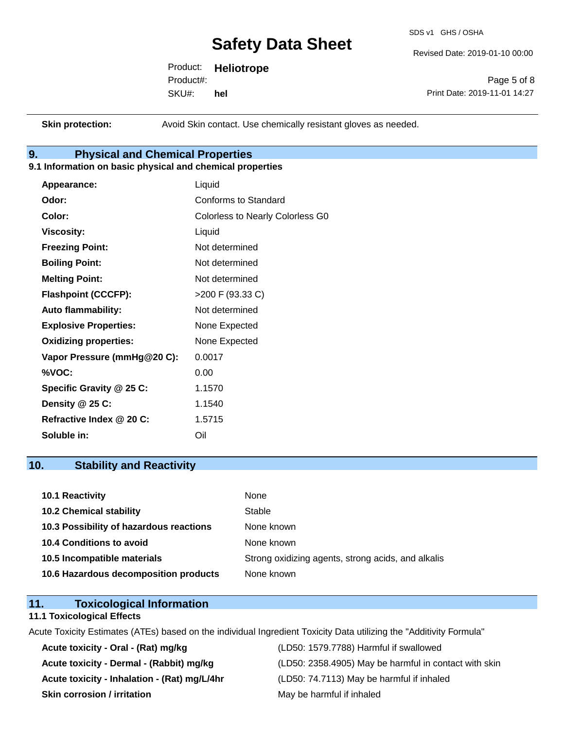| | |
|---|---|
| **Skin protection:** | Avoid Skin contact. Use chemically resistant gloves as needed. |

## 9. Physical and Chemical Properties

### 9.1 Information on basic physical and chemical properties

| | |
|---|---|
| **Appearance:** | Liquid |
| **Odor:** | Conforms to Standard |
| **Color:** | Colorless to Nearly Colorless G0 |
| **Viscosity:** | Liquid |
| **Freezing Point:** | Not determined |
| **Boiling Point:** | Not determined |
| **Melting Point:** | Not determined |
| **Flashpoint (CCCFP):** | >200 F (93.33 C) |
| **Auto flammability:** | Not determined |
| **Explosive Properties:** | None Expected |
| **Oxidizing properties:** | None Expected |
| **Vapor Pressure (mmHg@20 C):** | 0.0017 |
| **%VOC:** | 0.00 |
| **Specific Gravity @ 25 C:** | 1.1570 |
| **Density @ 25 C:** | 1.1540 |
| **Refractive Index @ 20 C:** | 1.5715 |
| **Soluble in:** | Oil |

## 10. Stability and Reactivity

| | |
|---|---|
| **10.1 Reactivity** | None |
| **10.2 Chemical stability** | Stable |
| **10.3 Possibility of hazardous reactions** | None known |
| **10.4 Conditions to avoid** | None known |
| **10.5 Incompatible materials** | Strong oxidizing agents, strong acids, and alkalis |
| **10.6 Hazardous decomposition products** | None known |

## 11. Toxicological Information

### 11.1 Toxicological Effects

Acute Toxicity Estimates (ATEs) based on the individual Ingredient Toxicity Data utilizing the "Additivity Formula"

| | |
|---|---|
| **Acute toxicity - Oral - (Rat) mg/kg** | (LD50: 1579.7788) Harmful if swallowed |
| **Acute toxicity - Dermal - (Rabbit) mg/kg** | (LD50: 2358.4905) May be harmful in contact with skin |
| **Acute toxicity - Inhalation - (Rat) mg/L/4hr** | (LD50: 74.7113) May be harmful if inhaled |
| **Skin corrosion / irritation** | May be harmful if inhaled |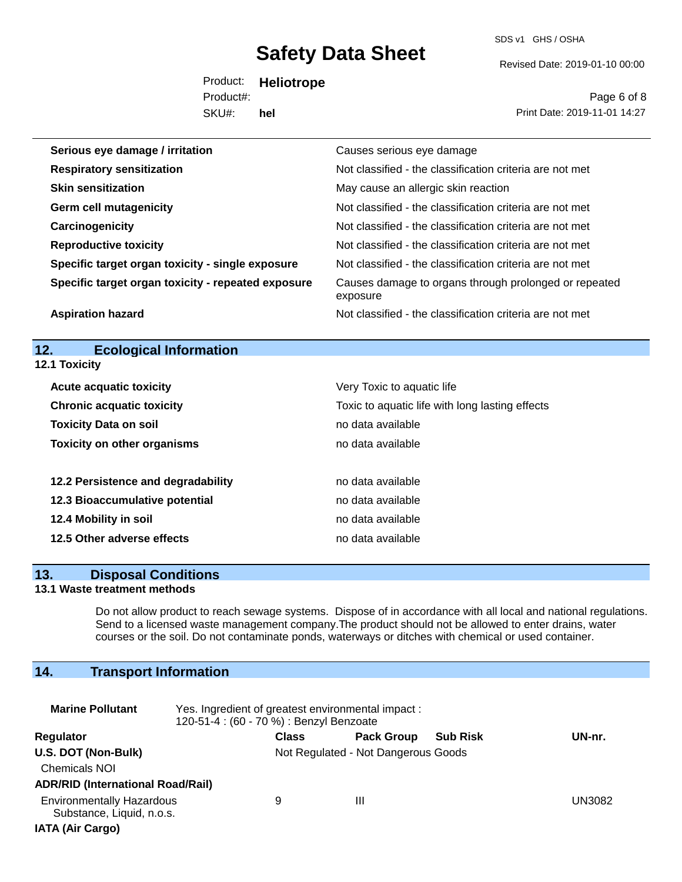| | |
|---|---|
| **Serious eye damage / irritation** | Causes serious eye damage |
| **Respiratory sensitization** | Not classified - the classification criteria are not met |
| **Skin sensitization** | May cause an allergic skin reaction |
| **Germ cell mutagenicity** | Not classified - the classification criteria are not met |
| **Carcinogenicity** | Not classified - the classification criteria are not met |
| **Reproductive toxicity** | Not classified - the classification criteria are not met |
| **Specific target organ toxicity - single exposure** | Not classified - the classification criteria are not met |
| **Specific target organ toxicity - repeated exposure** | Causes damage to organs through prolonged or repeated exposure |
| **Aspiration hazard** | Not classified - the classification criteria are not met |

## 12. Ecological Information

### 12.1 Toxicity

| | |
|---|---|
| **Acute acquatic toxicity** | Very Toxic to aquatic life |
| **Chronic acquatic toxicity** | Toxic to aquatic life with long lasting effects |
| **Toxicity Data on soil** | no data available |
| **Toxicity on other organisms** | no data available |

| | |
|---|---|
| **12.2 Persistence and degradability** | no data available |
| **12.3 Bioaccumulative potential** | no data available |
| **12.4 Mobility in soil** | no data available |
| **12.5 Other adverse effects** | no data available |

## 13. Disposal Conditions

### 13.1 Waste treatment methods

Do not allow product to reach sewage systems. Dispose of in accordance with all local and national regulations. Send to a licensed waste management company.The product should not be allowed to enter drains, water courses or the soil. Do not contaminate ponds, waterways or ditches with chemical or used container.

## 14. Transport Information

**Marine Pollutant** Yes. Ingredient of greatest environmental impact : 120-51-4 : (60 - 70 %) : Benzyl Benzoate

| Regulator | Class | Pack Group | Sub Risk | UN-nr. |
|---|---|---|---|---|
| **U.S. DOT (Non-Bulk)** | Not Regulated - Not Dangerous Goods | | | |
| Chemicals NOI | | | | |
| **ADR/RID (International Road/Rail)** | | | | |
| Environmentally Hazardous Substance, Liquid, n.o.s. | 9 | III | | UN3082 |
| **IATA (Air Cargo)** | | | | |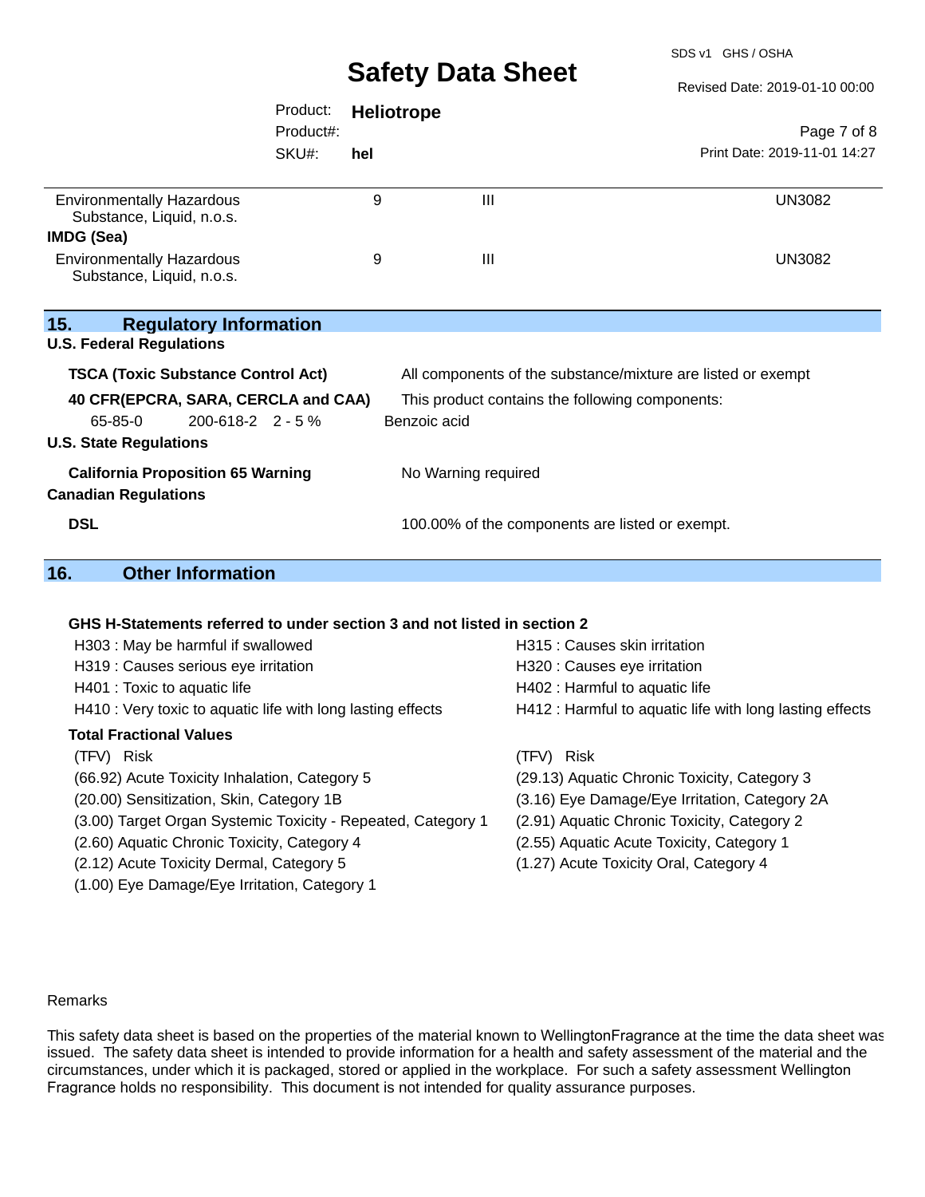| | | | |
|---|---|---|---|
| Environmentally Hazardous Substance, Liquid, n.o.s. | 9 | III | UN3082 |
| **IMDG (Sea)** | | | |
| Environmentally Hazardous Substance, Liquid, n.o.s. | 9 | III | UN3082 |

## 15. Regulatory Information

**U.S. Federal Regulations**

**TSCA (Toxic Substance Control Act)** — All components of the substance/mixture are listed or exempt

**40 CFR(EPCRA, SARA, CERCLA and CAA)** — This product contains the following components:

| | | | |
|---|---|---|---|
| 65-85-0 | 200-618-2 | 2 - 5 % | Benzoic acid |

**U.S. State Regulations**

**California Proposition 65 Warning** — No Warning required

**Canadian Regulations**

**DSL** — 100.00% of the components are listed or exempt.

## 16. Other Information

**GHS H-Statements referred to under section 3 and not listed in section 2**

- H303 : May be harmful if swallowed
- H315 : Causes skin irritation
- H319 : Causes serious eye irritation
- H320 : Causes eye irritation
- H401 : Toxic to aquatic life
- H402 : Harmful to aquatic life
- H410 : Very toxic to aquatic life with long lasting effects
- H412 : Harmful to aquatic life with long lasting effects

**Total Fractional Values**

| (TFV) Risk | (TFV) Risk |
|---|---|
| (66.92) Acute Toxicity Inhalation, Category 5 | (29.13) Aquatic Chronic Toxicity, Category 3 |
| (20.00) Sensitization, Skin, Category 1B | (3.16) Eye Damage/Eye Irritation, Category 2A |
| (3.00) Target Organ Systemic Toxicity - Repeated, Category 1 | (2.91) Aquatic Chronic Toxicity, Category 2 |
| (2.60) Aquatic Chronic Toxicity, Category 4 | (2.55) Aquatic Acute Toxicity, Category 1 |
| (2.12) Acute Toxicity Dermal, Category 5 | (1.27) Acute Toxicity Oral, Category 4 |
| (1.00) Eye Damage/Eye Irritation, Category 1 | |

Remarks

This safety data sheet is based on the properties of the material known to WellingtonFragrance at the time the data sheet was issued. The safety data sheet is intended to provide information for a health and safety assessment of the material and the circumstances, under which it is packaged, stored or applied in the workplace. For such a safety assessment Wellington Fragrance holds no responsibility. This document is not intended for quality assurance purposes.